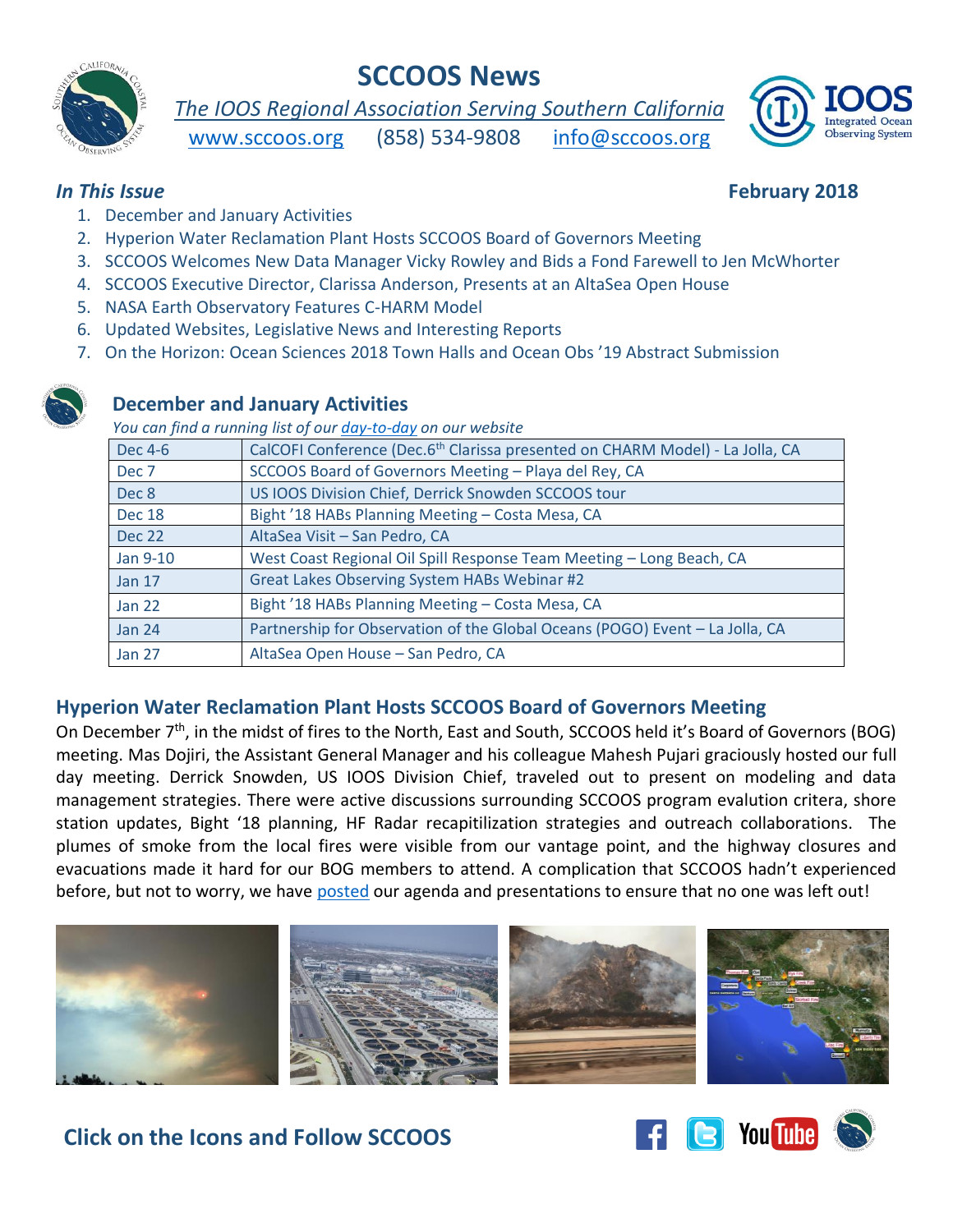# SCCOOS News

*The IOOS Regional Association Serving Southern California*

www.sccoos.org (858) 534-9808 info@sccoos.org

***In This Issue*** **February 2018**

1. December and January Activities
2. Hyperion Water Reclamation Plant Hosts SCCOOS Board of Governors Meeting
3. SCCOOS Welcomes New Data Manager Vicky Rowley and Bids a Fond Farewell to Jen McWhorter
4. SCCOOS Executive Director, Clarissa Anderson, Presents at an AltaSea Open House
5. NASA Earth Observatory Features C-HARM Model
6. Updated Websites, Legislative News and Interesting Reports
7. On the Horizon: Ocean Sciences 2018 Town Halls and Ocean Obs '19 Abstract Submission

## December and January Activities

*You can find a running list of our day-to-day on our website*

| Date | Activity |
|---|---|
| Dec 4-6 | CalCOFI Conference (Dec.6th Clarissa presented on CHARM Model) - La Jolla, CA |
| Dec 7 | SCCOOS Board of Governors Meeting – Playa del Rey, CA |
| Dec 8 | US IOOS Division Chief, Derrick Snowden SCCOOS tour |
| Dec 18 | Bight '18 HABs Planning Meeting – Costa Mesa, CA |
| Dec 22 | AltaSea Visit – San Pedro, CA |
| Jan 9-10 | West Coast Regional Oil Spill Response Team Meeting – Long Beach, CA |
| Jan 17 | Great Lakes Observing System HABs Webinar #2 |
| Jan 22 | Bight '18 HABs Planning Meeting – Costa Mesa, CA |
| Jan 24 | Partnership for Observation of the Global Oceans (POGO) Event – La Jolla, CA |
| Jan 27 | AltaSea Open House – San Pedro, CA |

## Hyperion Water Reclamation Plant Hosts SCCOOS Board of Governors Meeting

On December 7th, in the midst of fires to the North, East and South, SCCOOS held it's Board of Governors (BOG) meeting. Mas Dojiri, the Assistant General Manager and his colleague Mahesh Pujari graciously hosted our full day meeting. Derrick Snowden, US IOOS Division Chief, traveled out to present on modeling and data management strategies. There were active discussions surrounding SCCOOS program evalution critera, shore station updates, Bight '18 planning, HF Radar recapitilization strategies and outreach collaborations. The plumes of smoke from the local fires were visible from our vantage point, and the highway closures and evacuations made it hard for our BOG members to attend. A complication that SCCOOS hadn't experienced before, but not to worry, we have posted our agenda and presentations to ensure that no one was left out!

**Click on the Icons and Follow SCCOOS**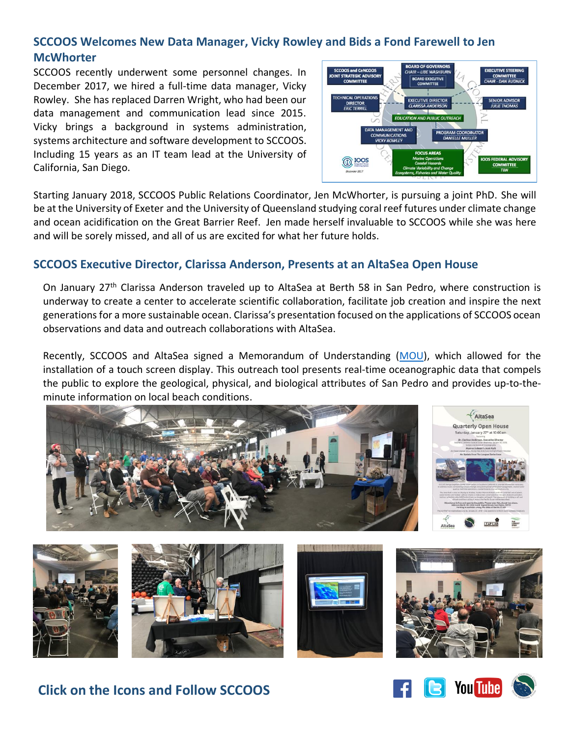## SCCOOS Welcomes New Data Manager, Vicky Rowley and Bids a Fond Farewell to Jen McWhorter

SCCOOS recently underwent some personnel changes. In December 2017, we hired a full-time data manager, Vicky Rowley. She has replaced Darren Wright, who had been our data management and communication lead since 2015. Vicky brings a background in systems administration, systems architecture and software development to SCCOOS. Including 15 years as an IT team lead at the University of California, San Diego.

Starting January 2018, SCCOOS Public Relations Coordinator, Jen McWhorter, is pursuing a joint PhD. She will be at the University of Exeter and the University of Queensland studying coral reef futures under climate change and ocean acidification on the Great Barrier Reef. Jen made herself invaluable to SCCOOS while she was here and will be sorely missed, and all of us are excited for what her future holds.

## SCCOOS Executive Director, Clarissa Anderson, Presents at an AltaSea Open House

On January 27th Clarissa Anderson traveled up to AltaSea at Berth 58 in San Pedro, where construction is underway to create a center to accelerate scientific collaboration, facilitate job creation and inspire the next generations for a more sustainable ocean. Clarissa's presentation focused on the applications of SCCOOS ocean observations and data and outreach collaborations with AltaSea.

Recently, SCCOOS and AltaSea signed a Memorandum of Understanding (MOU), which allowed for the installation of a touch screen display. This outreach tool presents real-time oceanographic data that compels the public to explore the geological, physical, and biological attributes of San Pedro and provides up-to-the-minute information on local beach conditions.

### Click on the Icons and Follow SCCOOS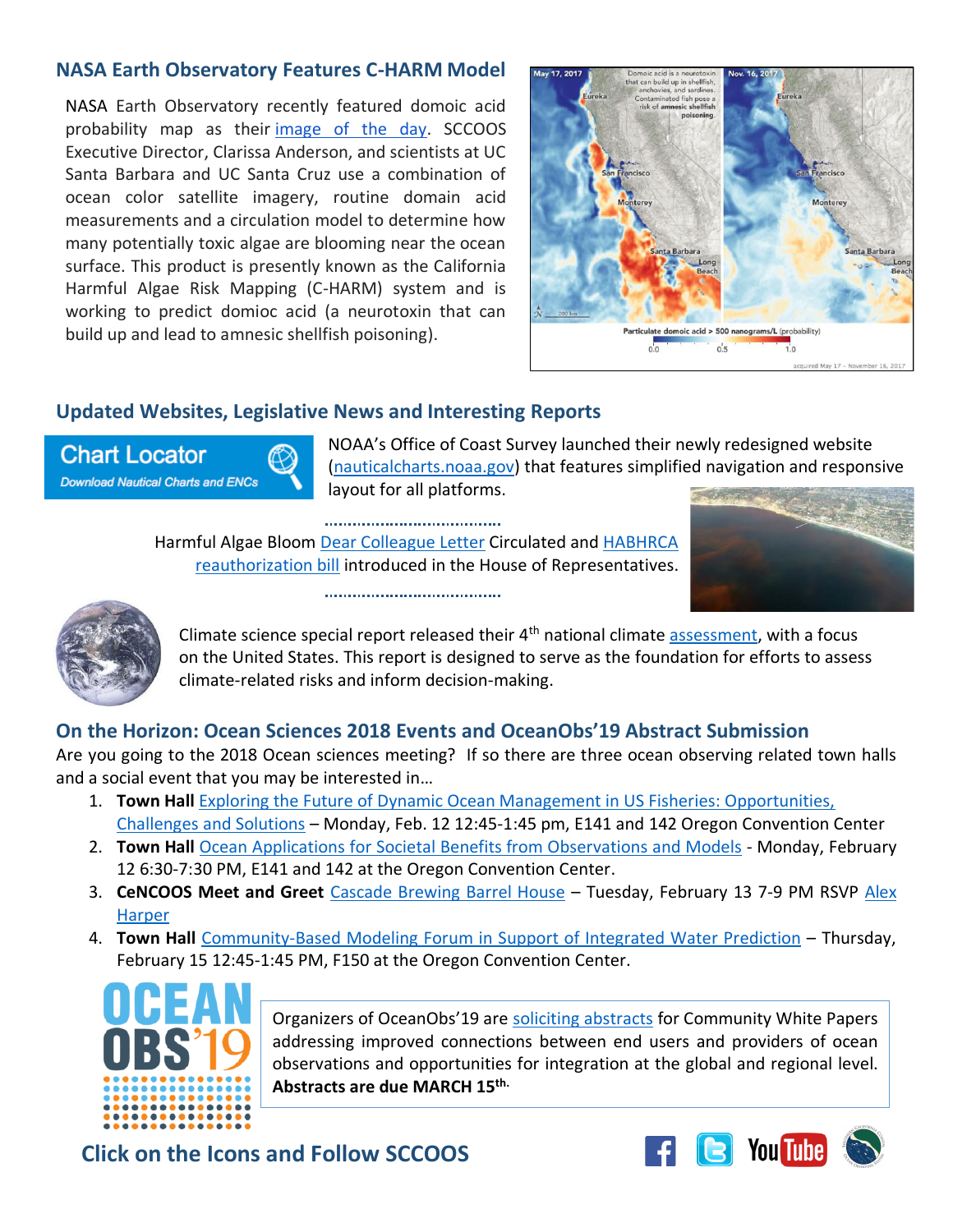## NASA Earth Observatory Features C-HARM Model

NASA Earth Observatory recently featured domoic acid probability map as their image of the day. SCCOOS Executive Director, Clarissa Anderson, and scientists at UC Santa Barbara and UC Santa Cruz use a combination of ocean color satellite imagery, routine domain acid measurements and a circulation model to determine how many potentially toxic algae are blooming near the ocean surface. This product is presently known as the California Harmful Algae Risk Mapping (C-HARM) system and is working to predict domioc acid (a neurotoxin that can build up and lead to amnesic shellfish poisoning).

May 17, 2017

Nov. 16, 2017

Domoic acid is a neurotoxin that can build up in shellfish, anchovies, and sardines. Contaminated fish pose a risk of amnesic shellfish poisoning.

Eureka

San Francisco

Monterey

Santa Barbara

Long Beach

200 km

Particulate domoic acid > 500 nanograms/L (probability)

0.0 0.5 1.0

acquired May 17 – November 16, 2017

## Updated Websites, Legislative News and Interesting Reports

Chart Locator
Download Nautical Charts and ENCs

NOAA's Office of Coast Survey launched their newly redesigned website (nauticalcharts.noaa.gov) that features simplified navigation and responsive layout for all platforms.

Harmful Algae Bloom Dear Colleague Letter Circulated and HABHRCA reauthorization bill introduced in the House of Representatives.

Climate science special report released their 4th national climate assessment, with a focus on the United States. This report is designed to serve as the foundation for efforts to assess climate-related risks and inform decision-making.

## On the Horizon: Ocean Sciences 2018 Events and OceanObs'19 Abstract Submission

Are you going to the 2018 Ocean sciences meeting? If so there are three ocean observing related town halls and a social event that you may be interested in…

1. **Town Hall** Exploring the Future of Dynamic Ocean Management in US Fisheries: Opportunities, Challenges and Solutions – Monday, Feb. 12 12:45-1:45 pm, E141 and 142 Oregon Convention Center
2. **Town Hall** Ocean Applications for Societal Benefits from Observations and Models - Monday, February 12 6:30-7:30 PM, E141 and 142 at the Oregon Convention Center.
3. **CeNCOOS Meet and Greet** Cascade Brewing Barrel House – Tuesday, February 13 7-9 PM RSVP Alex Harper
4. **Town Hall** Community-Based Modeling Forum in Support of Integrated Water Prediction – Thursday, February 15 12:45-1:45 PM, F150 at the Oregon Convention Center.

OCEAN OBS'19

Organizers of OceanObs'19 are soliciting abstracts for Community White Papers addressing improved connections between end users and providers of ocean observations and opportunities for integration at the global and regional level. **Abstracts are due MARCH 15th.**

## Click on the Icons and Follow SCCOOS